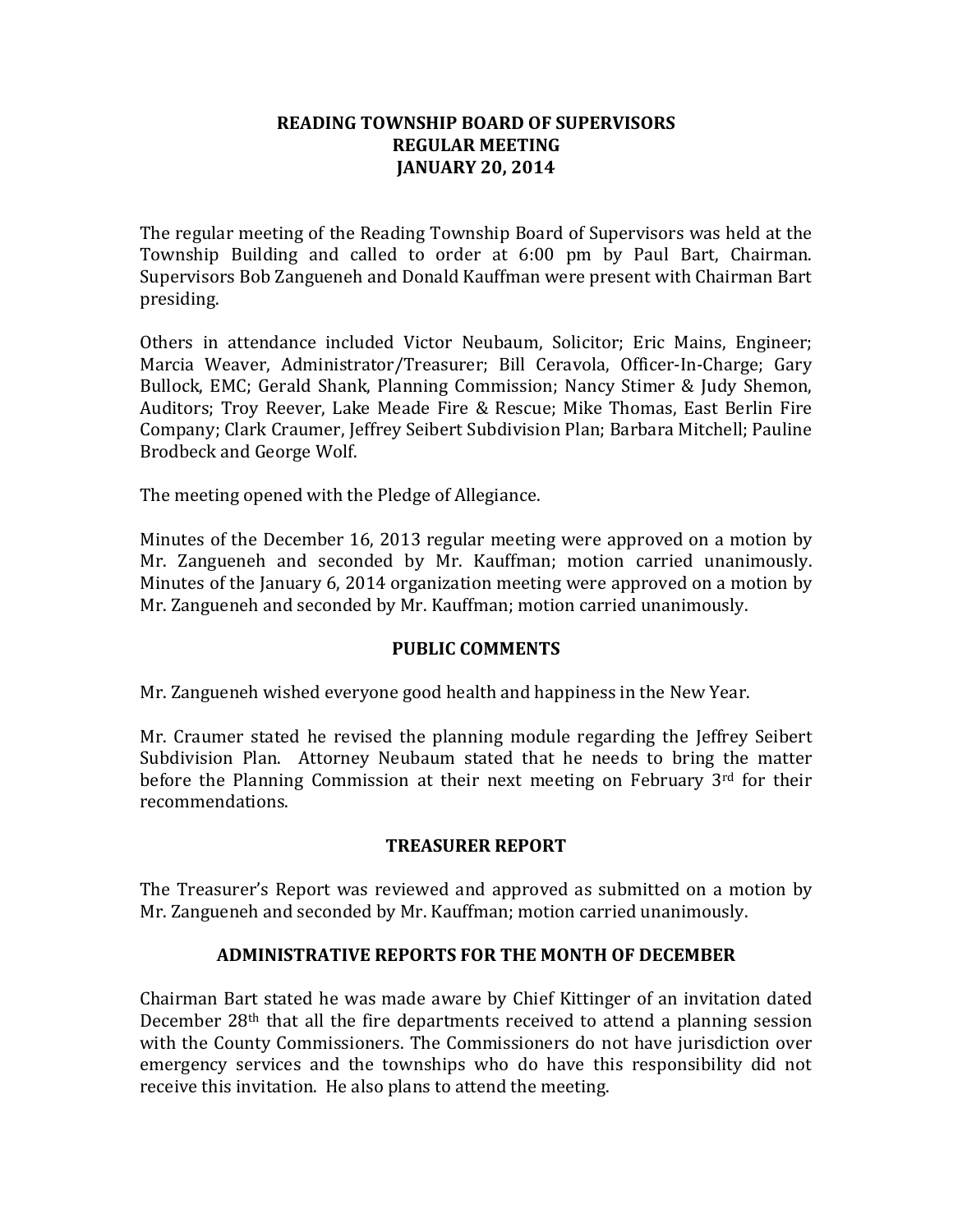# READING TOWNSHIP BOARD OF SUPERVISORS
## REGULAR MEETING
## JANUARY 20, 2014

The regular meeting of the Reading Township Board of Supervisors was held at the Township Building and called to order at 6:00 pm by Paul Bart, Chairman. Supervisors Bob Zangueneh and Donald Kauffman were present with Chairman Bart presiding.

Others in attendance included Victor Neubaum, Solicitor; Eric Mains, Engineer; Marcia Weaver, Administrator/Treasurer; Bill Ceravola, Officer-In-Charge; Gary Bullock, EMC; Gerald Shank, Planning Commission; Nancy Stimer & Judy Shemon, Auditors; Troy Reever, Lake Meade Fire & Rescue; Mike Thomas, East Berlin Fire Company; Clark Craumer, Jeffrey Seibert Subdivision Plan; Barbara Mitchell; Pauline Brodbeck and George Wolf.

The meeting opened with the Pledge of Allegiance.

Minutes of the December 16, 2013 regular meeting were approved on a motion by Mr. Zangueneh and seconded by Mr. Kauffman; motion carried unanimously. Minutes of the January 6, 2014 organization meeting were approved on a motion by Mr. Zangueneh and seconded by Mr. Kauffman; motion carried unanimously.

## PUBLIC COMMENTS

Mr. Zangueneh wished everyone good health and happiness in the New Year.

Mr. Craumer stated he revised the planning module regarding the Jeffrey Seibert Subdivision Plan. Attorney Neubaum stated that he needs to bring the matter before the Planning Commission at their next meeting on February 3rd for their recommendations.

## TREASURER REPORT

The Treasurer's Report was reviewed and approved as submitted on a motion by Mr. Zangueneh and seconded by Mr. Kauffman; motion carried unanimously.

## ADMINISTRATIVE REPORTS FOR THE MONTH OF DECEMBER

Chairman Bart stated he was made aware by Chief Kittinger of an invitation dated December 28th that all the fire departments received to attend a planning session with the County Commissioners. The Commissioners do not have jurisdiction over emergency services and the townships who do have this responsibility did not receive this invitation. He also plans to attend the meeting.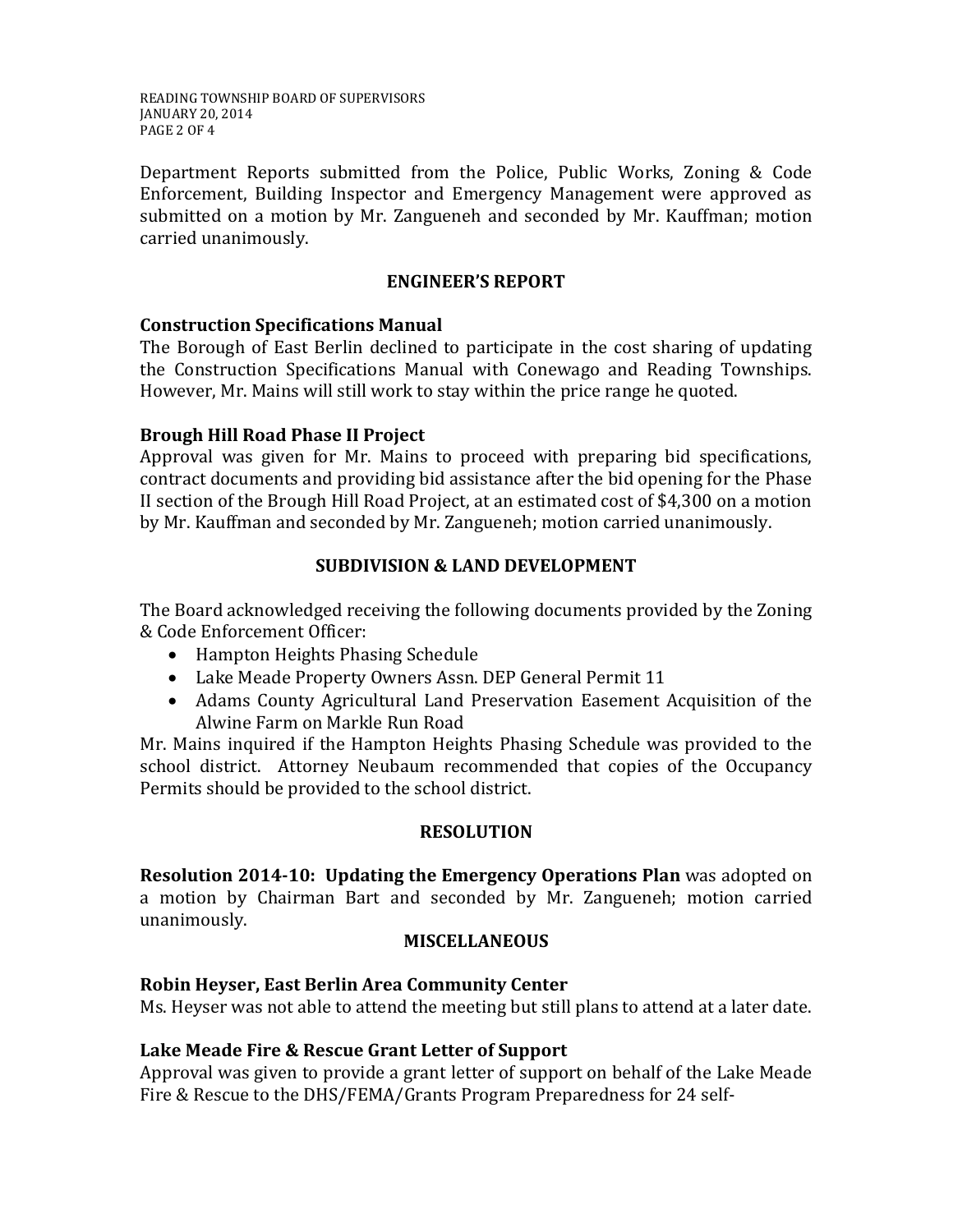Department Reports submitted from the Police, Public Works, Zoning & Code Enforcement, Building Inspector and Emergency Management were approved as submitted on a motion by Mr. Zangueneh and seconded by Mr. Kauffman; motion carried unanimously.

## ENGINEER'S REPORT

### Construction Specifications Manual

The Borough of East Berlin declined to participate in the cost sharing of updating the Construction Specifications Manual with Conewago and Reading Townships. However, Mr. Mains will still work to stay within the price range he quoted.

### Brough Hill Road Phase II Project

Approval was given for Mr. Mains to proceed with preparing bid specifications, contract documents and providing bid assistance after the bid opening for the Phase II section of the Brough Hill Road Project, at an estimated cost of $4,300 on a motion by Mr. Kauffman and seconded by Mr. Zangueneh; motion carried unanimously.

## SUBDIVISION & LAND DEVELOPMENT

The Board acknowledged receiving the following documents provided by the Zoning & Code Enforcement Officer:

- Hampton Heights Phasing Schedule
- Lake Meade Property Owners Assn. DEP General Permit 11
- Adams County Agricultural Land Preservation Easement Acquisition of the Alwine Farm on Markle Run Road

Mr. Mains inquired if the Hampton Heights Phasing Schedule was provided to the school district. Attorney Neubaum recommended that copies of the Occupancy Permits should be provided to the school district.

## RESOLUTION

**Resolution 2014-10: Updating the Emergency Operations Plan** was adopted on a motion by Chairman Bart and seconded by Mr. Zangueneh; motion carried unanimously.

## MISCELLANEOUS

### Robin Heyser, East Berlin Area Community Center

Ms. Heyser was not able to attend the meeting but still plans to attend at a later date.

### Lake Meade Fire & Rescue Grant Letter of Support

Approval was given to provide a grant letter of support on behalf of the Lake Meade Fire & Rescue to the DHS/FEMA/Grants Program Preparedness for 24 self-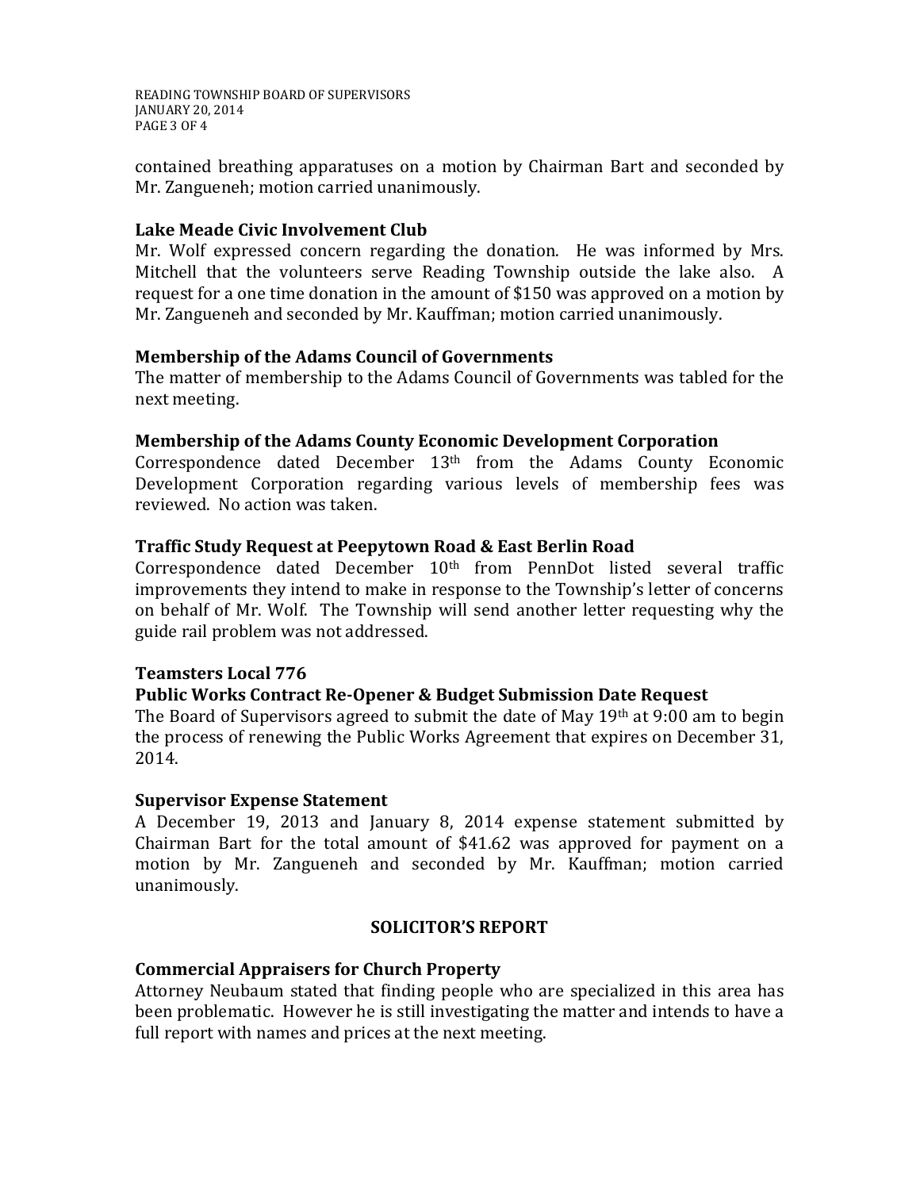contained breathing apparatuses on a motion by Chairman Bart and seconded by Mr. Zangueneh; motion carried unanimously.

**Lake Meade Civic Involvement Club**

Mr. Wolf expressed concern regarding the donation. He was informed by Mrs. Mitchell that the volunteers serve Reading Township outside the lake also. A request for a one time donation in the amount of $150 was approved on a motion by Mr. Zangueneh and seconded by Mr. Kauffman; motion carried unanimously.

**Membership of the Adams Council of Governments**

The matter of membership to the Adams Council of Governments was tabled for the next meeting.

**Membership of the Adams County Economic Development Corporation**

Correspondence dated December 13th from the Adams County Economic Development Corporation regarding various levels of membership fees was reviewed. No action was taken.

**Traffic Study Request at Peepytown Road & East Berlin Road**

Correspondence dated December 10th from PennDot listed several traffic improvements they intend to make in response to the Township's letter of concerns on behalf of Mr. Wolf. The Township will send another letter requesting why the guide rail problem was not addressed.

**Teamsters Local 776**

**Public Works Contract Re-Opener & Budget Submission Date Request**

The Board of Supervisors agreed to submit the date of May 19th at 9:00 am to begin the process of renewing the Public Works Agreement that expires on December 31, 2014.

**Supervisor Expense Statement**

A December 19, 2013 and January 8, 2014 expense statement submitted by Chairman Bart for the total amount of $41.62 was approved for payment on a motion by Mr. Zangueneh and seconded by Mr. Kauffman; motion carried unanimously.

## SOLICITOR'S REPORT

**Commercial Appraisers for Church Property**

Attorney Neubaum stated that finding people who are specialized in this area has been problematic. However he is still investigating the matter and intends to have a full report with names and prices at the next meeting.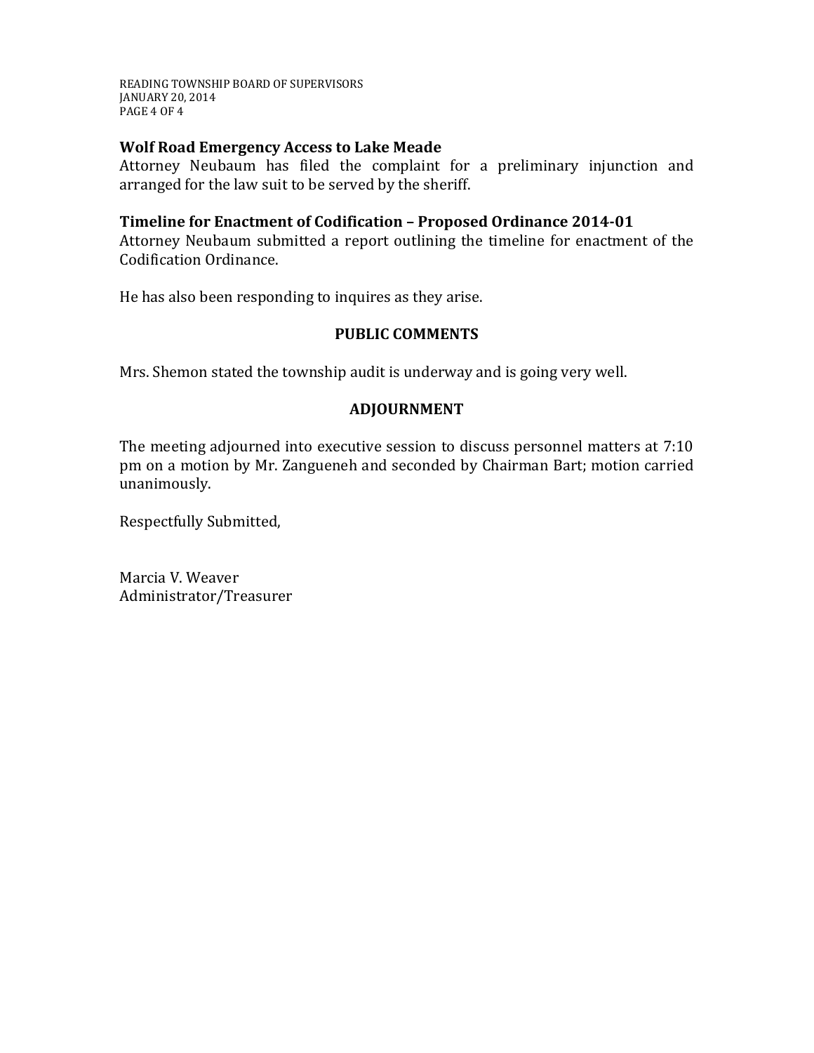**Wolf Road Emergency Access to Lake Meade**

Attorney Neubaum has filed the complaint for a preliminary injunction and arranged for the law suit to be served by the sheriff.

**Timeline for Enactment of Codification – Proposed Ordinance 2014-01**

Attorney Neubaum submitted a report outlining the timeline for enactment of the Codification Ordinance.

He has also been responding to inquires as they arise.

## PUBLIC COMMENTS

Mrs. Shemon stated the township audit is underway and is going very well.

## ADJOURNMENT

The meeting adjourned into executive session to discuss personnel matters at 7:10 pm on a motion by Mr. Zangueneh and seconded by Chairman Bart; motion carried unanimously.

Respectfully Submitted,

Marcia V. Weaver
Administrator/Treasurer